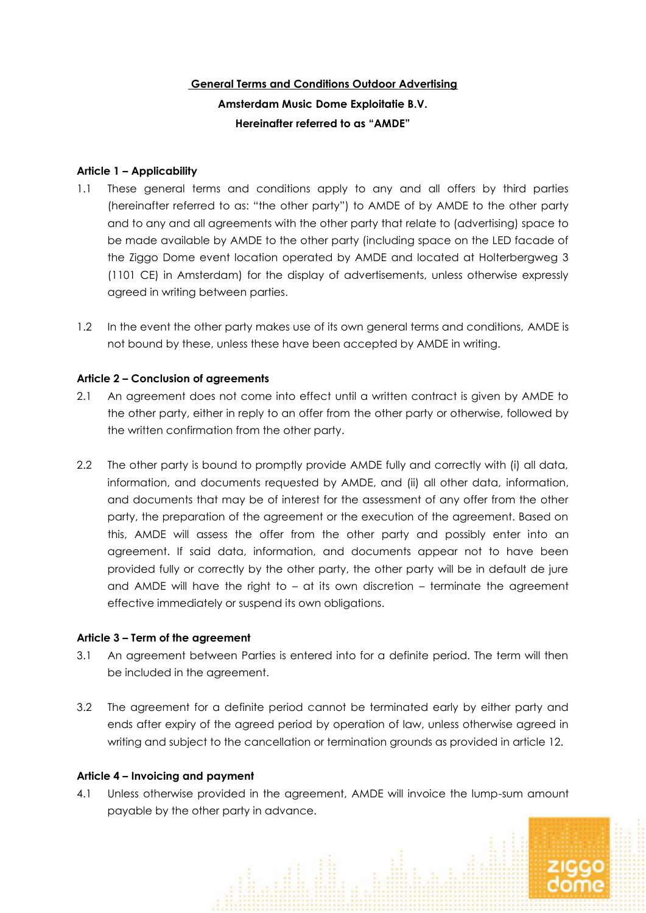**General Terms and Conditions Outdoor Advertising**

**Amsterdam Music Dome Exploitatie B.V.**

**Hereinafter referred to as "AMDE"**

**Article 1 – Applicability**

1.1 These general terms and conditions apply to any and all offers by third parties (hereinafter referred to as: "the other party") to AMDE of by AMDE to the other party and to any and all agreements with the other party that relate to (advertising) space to be made available by AMDE to the other party (including space on the LED facade of the Ziggo Dome event location operated by AMDE and located at Holterbergweg 3 (1101 CE) in Amsterdam) for the display of advertisements, unless otherwise expressly agreed in writing between parties.

1.2 In the event the other party makes use of its own general terms and conditions, AMDE is not bound by these, unless these have been accepted by AMDE in writing.

**Article 2 – Conclusion of agreements**

2.1 An agreement does not come into effect until a written contract is given by AMDE to the other party, either in reply to an offer from the other party or otherwise, followed by the written confirmation from the other party.

2.2 The other party is bound to promptly provide AMDE fully and correctly with (i) all data, information, and documents requested by AMDE, and (ii) all other data, information, and documents that may be of interest for the assessment of any offer from the other party, the preparation of the agreement or the execution of the agreement. Based on this, AMDE will assess the offer from the other party and possibly enter into an agreement. If said data, information, and documents appear not to have been provided fully or correctly by the other party, the other party will be in default de jure and AMDE will have the right to – at its own discretion – terminate the agreement effective immediately or suspend its own obligations.

**Article 3 – Term of the agreement**

3.1 An agreement between Parties is entered into for a definite period. The term will then be included in the agreement.

3.2 The agreement for a definite period cannot be terminated early by either party and ends after expiry of the agreed period by operation of law, unless otherwise agreed in writing and subject to the cancellation or termination grounds as provided in article 12.

**Article 4 – Invoicing and payment**

4.1 Unless otherwise provided in the agreement, AMDE will invoice the lump-sum amount payable by the other party in advance.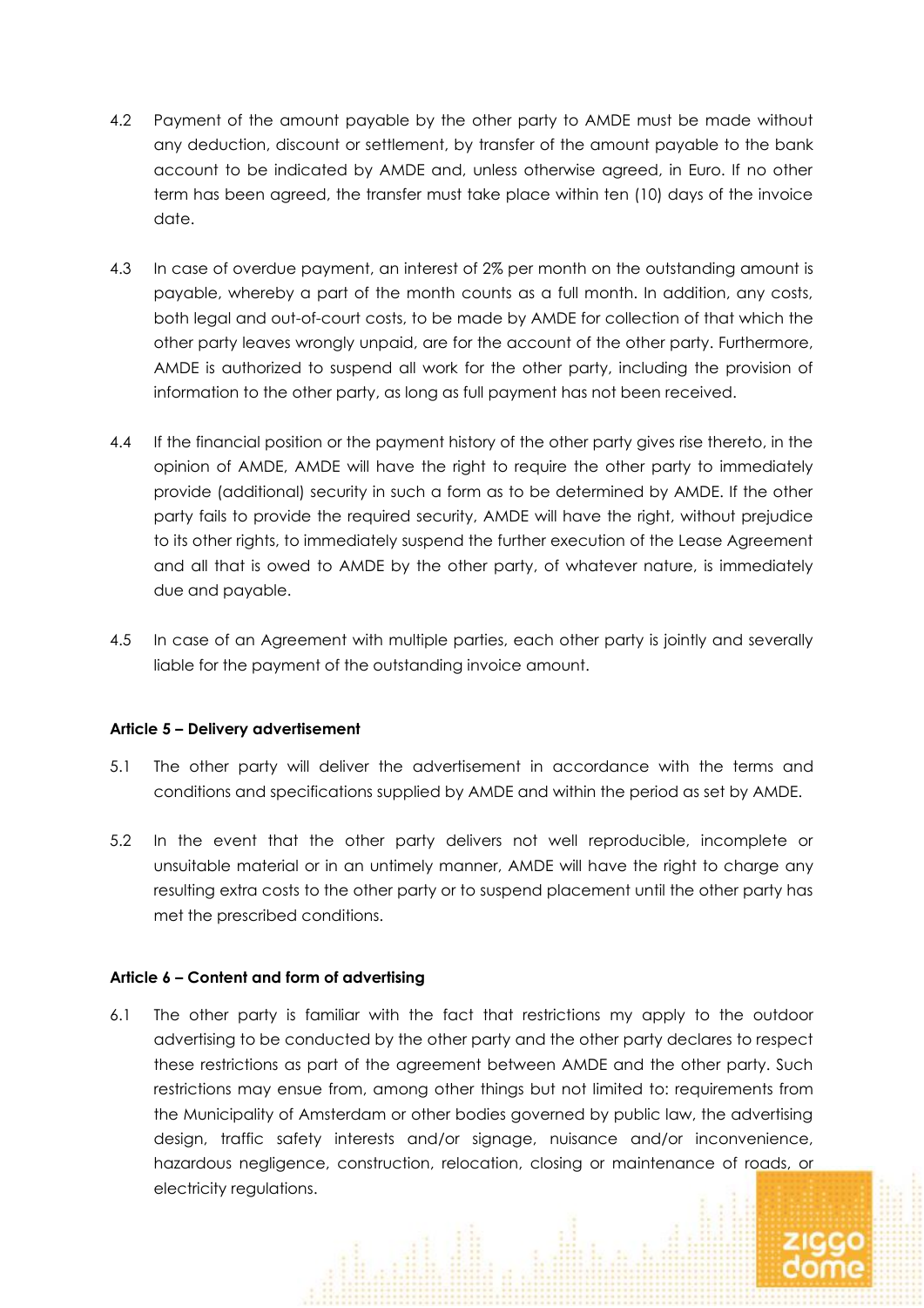4.2 Payment of the amount payable by the other party to AMDE must be made without any deduction, discount or settlement, by transfer of the amount payable to the bank account to be indicated by AMDE and, unless otherwise agreed, in Euro. If no other term has been agreed, the transfer must take place within ten (10) days of the invoice date.

4.3 In case of overdue payment, an interest of 2% per month on the outstanding amount is payable, whereby a part of the month counts as a full month. In addition, any costs, both legal and out-of-court costs, to be made by AMDE for collection of that which the other party leaves wrongly unpaid, are for the account of the other party. Furthermore, AMDE is authorized to suspend all work for the other party, including the provision of information to the other party, as long as full payment has not been received.

4.4 If the financial position or the payment history of the other party gives rise thereto, in the opinion of AMDE, AMDE will have the right to require the other party to immediately provide (additional) security in such a form as to be determined by AMDE. If the other party fails to provide the required security, AMDE will have the right, without prejudice to its other rights, to immediately suspend the further execution of the Lease Agreement and all that is owed to AMDE by the other party, of whatever nature, is immediately due and payable.

4.5 In case of an Agreement with multiple parties, each other party is jointly and severally liable for the payment of the outstanding invoice amount.

**Article 5 – Delivery advertisement**

5.1 The other party will deliver the advertisement in accordance with the terms and conditions and specifications supplied by AMDE and within the period as set by AMDE.

5.2 In the event that the other party delivers not well reproducible, incomplete or unsuitable material or in an untimely manner, AMDE will have the right to charge any resulting extra costs to the other party or to suspend placement until the other party has met the prescribed conditions.

**Article 6 – Content and form of advertising**

6.1 The other party is familiar with the fact that restrictions my apply to the outdoor advertising to be conducted by the other party and the other party declares to respect these restrictions as part of the agreement between AMDE and the other party. Such restrictions may ensue from, among other things but not limited to: requirements from the Municipality of Amsterdam or other bodies governed by public law, the advertising design, traffic safety interests and/or signage, nuisance and/or inconvenience, hazardous negligence, construction, relocation, closing or maintenance of roads, or electricity regulations.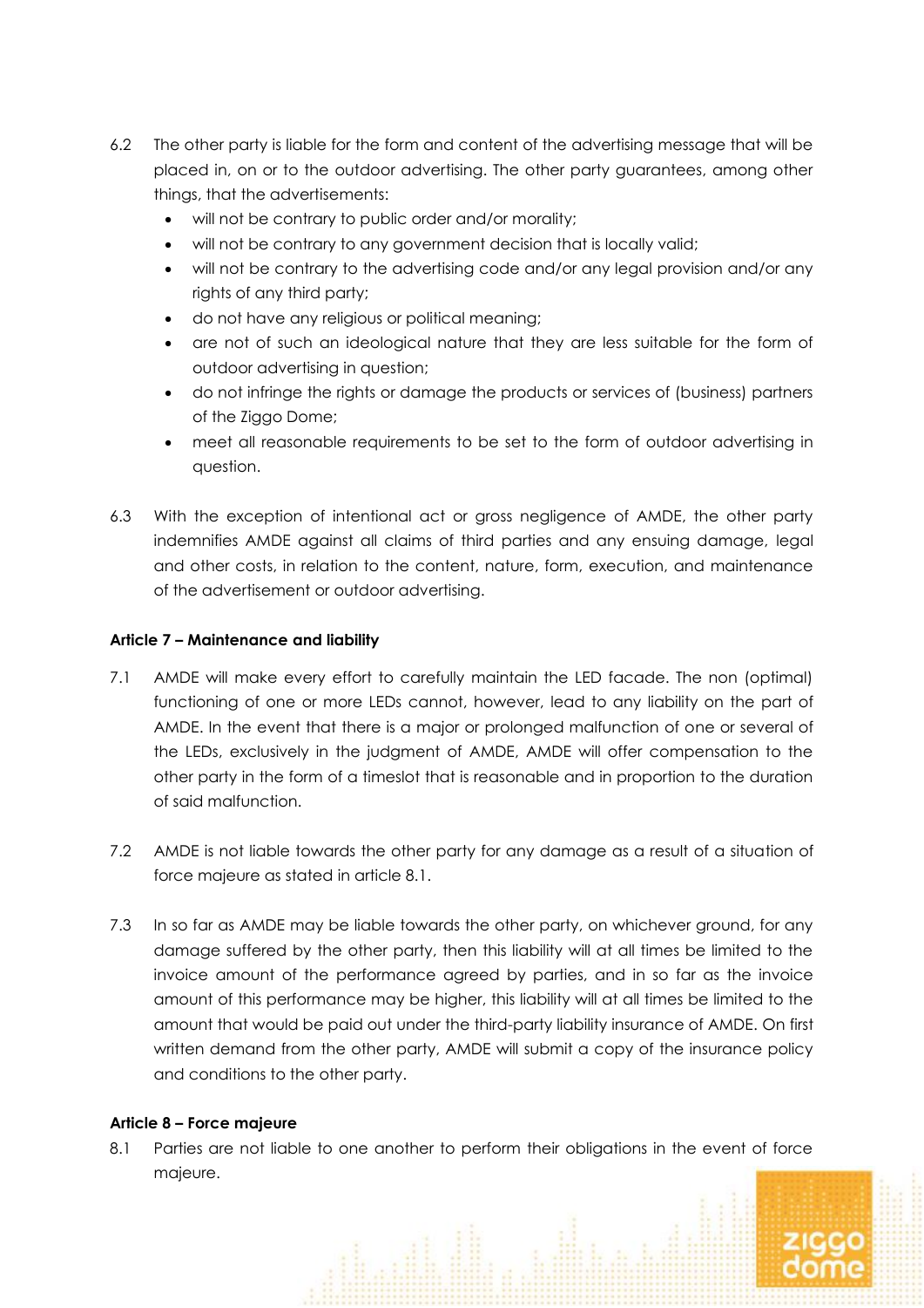6.2 The other party is liable for the form and content of the advertising message that will be placed in, on or to the outdoor advertising. The other party guarantees, among other things, that the advertisements:

- will not be contrary to public order and/or morality;
- will not be contrary to any government decision that is locally valid;
- will not be contrary to the advertising code and/or any legal provision and/or any rights of any third party;
- do not have any religious or political meaning;
- are not of such an ideological nature that they are less suitable for the form of outdoor advertising in question;
- do not infringe the rights or damage the products or services of (business) partners of the Ziggo Dome;
- meet all reasonable requirements to be set to the form of outdoor advertising in question.

6.3 With the exception of intentional act or gross negligence of AMDE, the other party indemnifies AMDE against all claims of third parties and any ensuing damage, legal and other costs, in relation to the content, nature, form, execution, and maintenance of the advertisement or outdoor advertising.

**Article 7 – Maintenance and liability**

7.1 AMDE will make every effort to carefully maintain the LED facade. The non (optimal) functioning of one or more LEDs cannot, however, lead to any liability on the part of AMDE. In the event that there is a major or prolonged malfunction of one or several of the LEDs, exclusively in the judgment of AMDE, AMDE will offer compensation to the other party in the form of a timeslot that is reasonable and in proportion to the duration of said malfunction.

7.2 AMDE is not liable towards the other party for any damage as a result of a situation of force majeure as stated in article 8.1.

7.3 In so far as AMDE may be liable towards the other party, on whichever ground, for any damage suffered by the other party, then this liability will at all times be limited to the invoice amount of the performance agreed by parties, and in so far as the invoice amount of this performance may be higher, this liability will at all times be limited to the amount that would be paid out under the third-party liability insurance of AMDE. On first written demand from the other party, AMDE will submit a copy of the insurance policy and conditions to the other party.

**Article 8 – Force majeure**

8.1 Parties are not liable to one another to perform their obligations in the event of force majeure.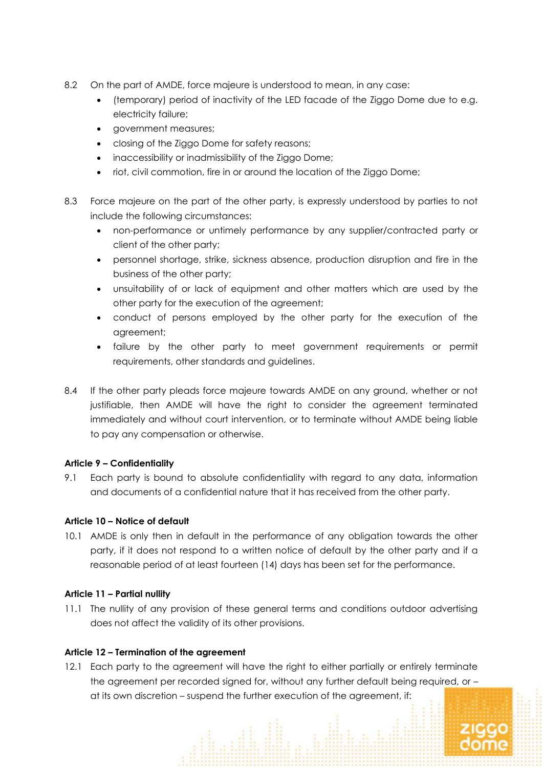8.2 On the part of AMDE, force majeure is understood to mean, in any case:

- (temporary) period of inactivity of the LED facade of the Ziggo Dome due to e.g. electricity failure;
- government measures;
- closing of the Ziggo Dome for safety reasons;
- inaccessibility or inadmissibility of the Ziggo Dome;
- riot, civil commotion, fire in or around the location of the Ziggo Dome;

8.3 Force majeure on the part of the other party, is expressly understood by parties to not include the following circumstances:

- non-performance or untimely performance by any supplier/contracted party or client of the other party;
- personnel shortage, strike, sickness absence, production disruption and fire in the business of the other party;
- unsuitability of or lack of equipment and other matters which are used by the other party for the execution of the agreement;
- conduct of persons employed by the other party for the execution of the agreement;
- failure by the other party to meet government requirements or permit requirements, other standards and guidelines.

8.4 If the other party pleads force majeure towards AMDE on any ground, whether or not justifiable, then AMDE will have the right to consider the agreement terminated immediately and without court intervention, or to terminate without AMDE being liable to pay any compensation or otherwise.

**Article 9 – Confidentiality**

9.1 Each party is bound to absolute confidentiality with regard to any data, information and documents of a confidential nature that it has received from the other party.

**Article 10 – Notice of default**

10.1 AMDE is only then in default in the performance of any obligation towards the other party, if it does not respond to a written notice of default by the other party and if a reasonable period of at least fourteen (14) days has been set for the performance.

**Article 11 – Partial nullity**

11.1 The nullity of any provision of these general terms and conditions outdoor advertising does not affect the validity of its other provisions.

**Article 12 – Termination of the agreement**

12.1 Each party to the agreement will have the right to either partially or entirely terminate the agreement per recorded signed for, without any further default being required, or – at its own discretion – suspend the further execution of the agreement, if: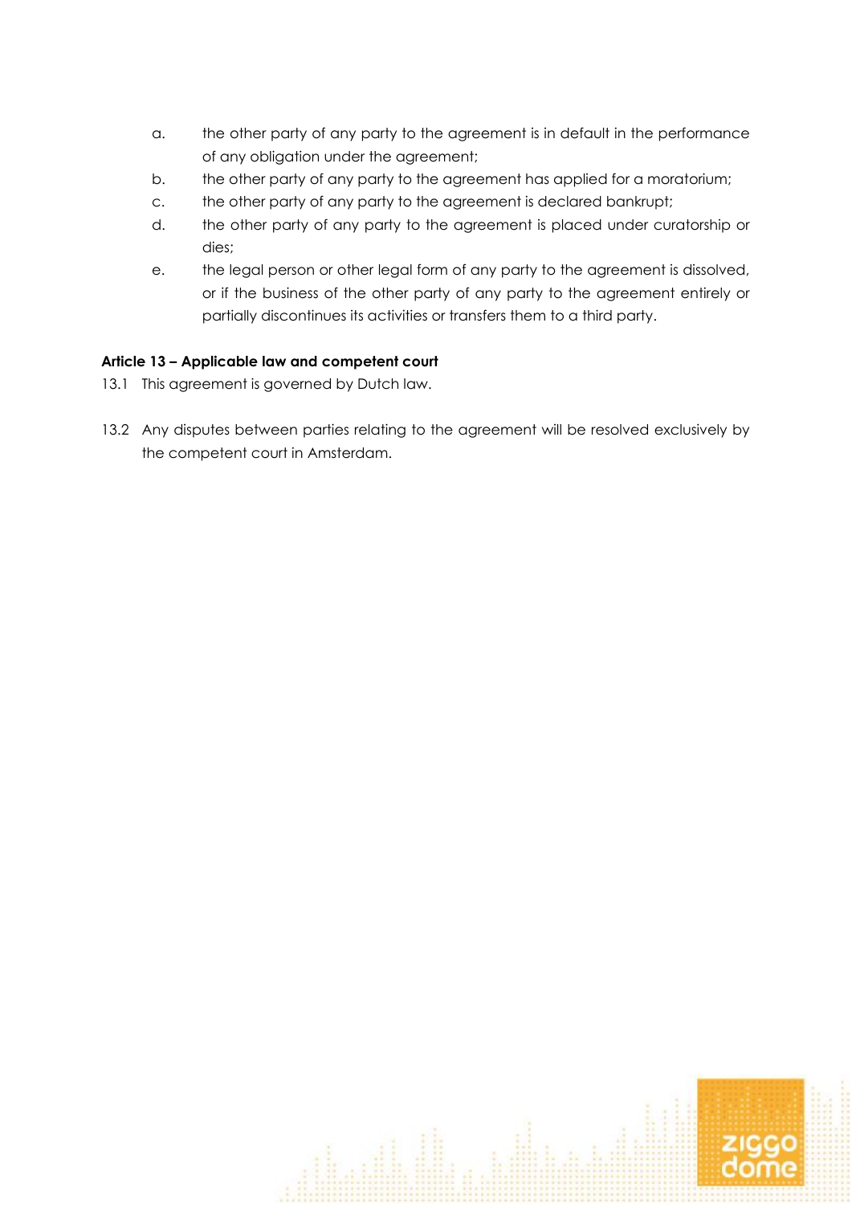a. the other party of any party to the agreement is in default in the performance of any obligation under the agreement;
b. the other party of any party to the agreement has applied for a moratorium;
c. the other party of any party to the agreement is declared bankrupt;
d. the other party of any party to the agreement is placed under curatorship or dies;
e. the legal person or other legal form of any party to the agreement is dissolved, or if the business of the other party of any party to the agreement entirely or partially discontinues its activities or transfers them to a third party.

**Article 13 – Applicable law and competent court**

13.1 This agreement is governed by Dutch law.

13.2 Any disputes between parties relating to the agreement will be resolved exclusively by the competent court in Amsterdam.